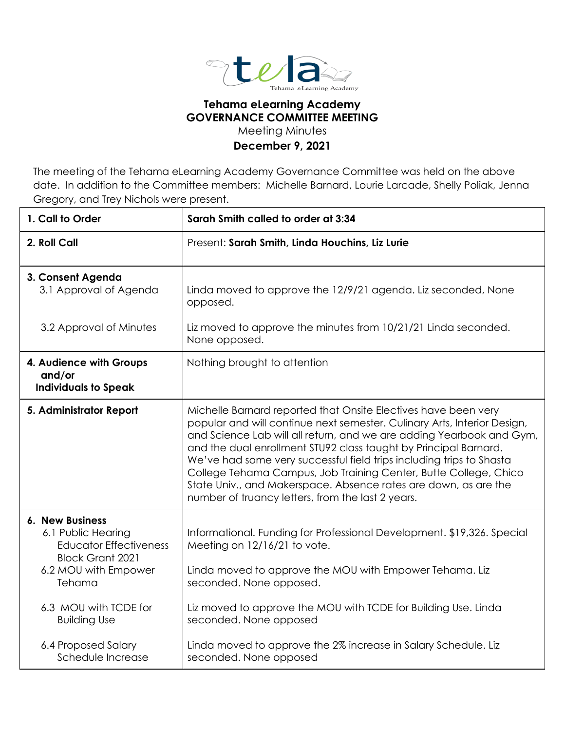**Tehama eLearning Academy**
**GOVERNANCE COMMITTEE MEETING**
Meeting Minutes
**December 9, 2021**

The meeting of the Tehama eLearning Academy Governance Committee was held on the above date. In addition to the Committee members: Michelle Barnard, Lourie Larcade, Shelly Poliak, Jenna Gregory, and Trey Nichols were present.

| | |
|---|---|
| **1. Call to Order** | **Sarah Smith called to order at 3:34** |
| **2. Roll Call** | Present: **Sarah Smith, Linda Houchins, Liz Lurie** |
| **3. Consent Agenda**<br>3.1 Approval of Agenda<br><br>3.2 Approval of Minutes | <br>Linda moved to approve the 12/9/21 agenda. Liz seconded, None opposed.<br><br>Liz moved to approve the minutes from 10/21/21 Linda seconded. None opposed. |
| **4. Audience with Groups and/or Individuals to Speak** | Nothing brought to attention |
| **5. Administrator Report** | Michelle Barnard reported that Onsite Electives have been very popular and will continue next semester. Culinary Arts, Interior Design, and Science Lab will all return, and we are adding Yearbook and Gym, and the dual enrollment STU92 class taught by Principal Barnard. We've had some very successful field trips including trips to Shasta College Tehama Campus, Job Training Center, Butte College, Chico State Univ., and Makerspace. Absence rates are down, as are the number of truancy letters, from the last 2 years. |
| **6. New Business**<br>6.1 Public Hearing Educator Effectiveness Block Grant 2021<br>6.2 MOU with Empower Tehama<br><br>6.3 MOU with TCDE for Building Use<br><br>6.4 Proposed Salary Schedule Increase | <br>Informational. Funding for Professional Development. $19,326. Special Meeting on 12/16/21 to vote.<br><br>Linda moved to approve the MOU with Empower Tehama. Liz seconded. None opposed.<br><br>Liz moved to approve the MOU with TCDE for Building Use. Linda seconded. None opposed<br><br>Linda moved to approve the 2% increase in Salary Schedule. Liz seconded. None opposed |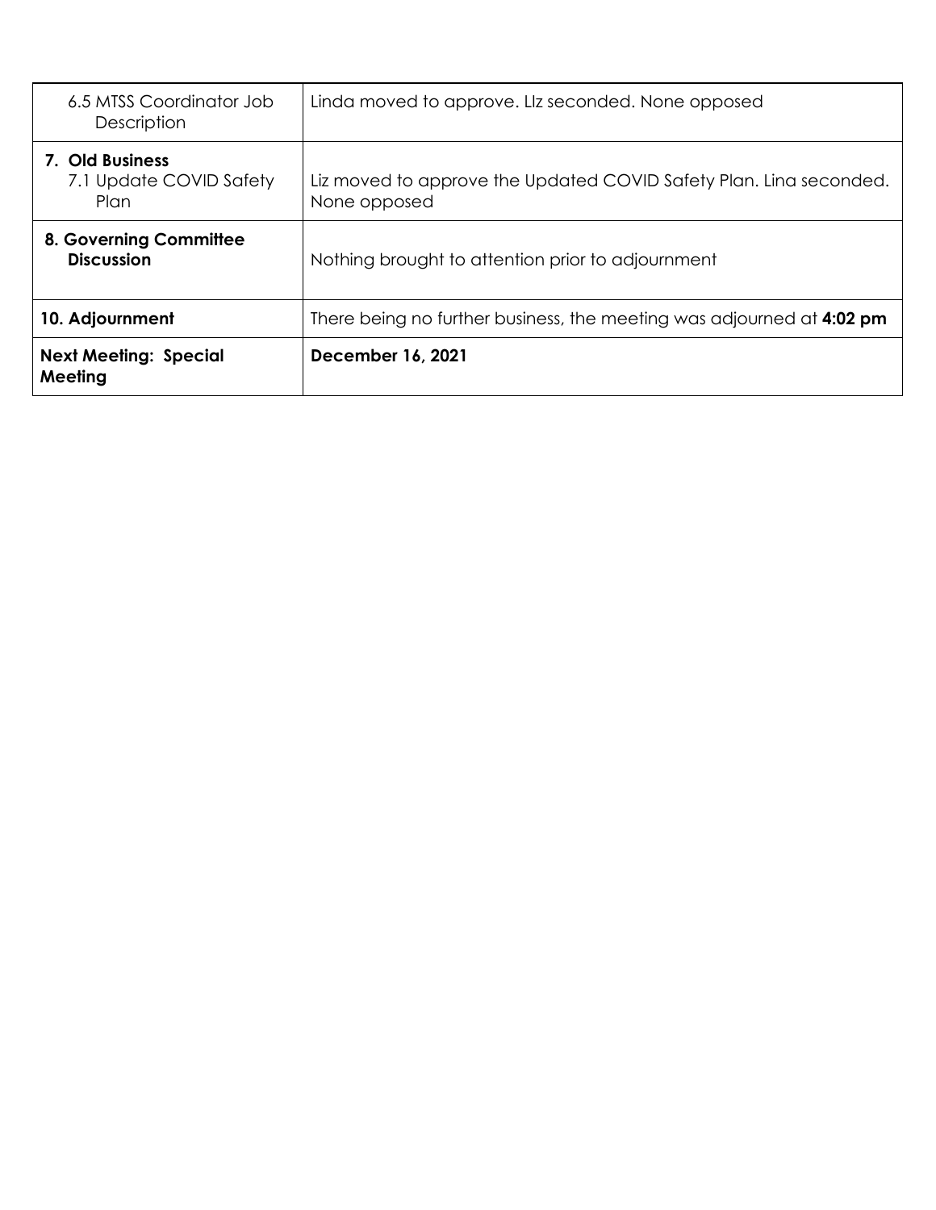| | |
|---|---|
| 6.5 MTSS Coordinator Job Description | Linda moved to approve. LIz seconded. None opposed |
| **7. Old Business**<br>7.1 Update COVID Safety Plan | Liz moved to approve the Updated COVID Safety Plan. Lina seconded. None opposed |
| **8. Governing Committee Discussion** | Nothing brought to attention prior to adjournment |
| **10. Adjournment** | There being no further business, the meeting was adjourned at **4:02 pm** |
| **Next Meeting: Special Meeting** | **December 16, 2021** |